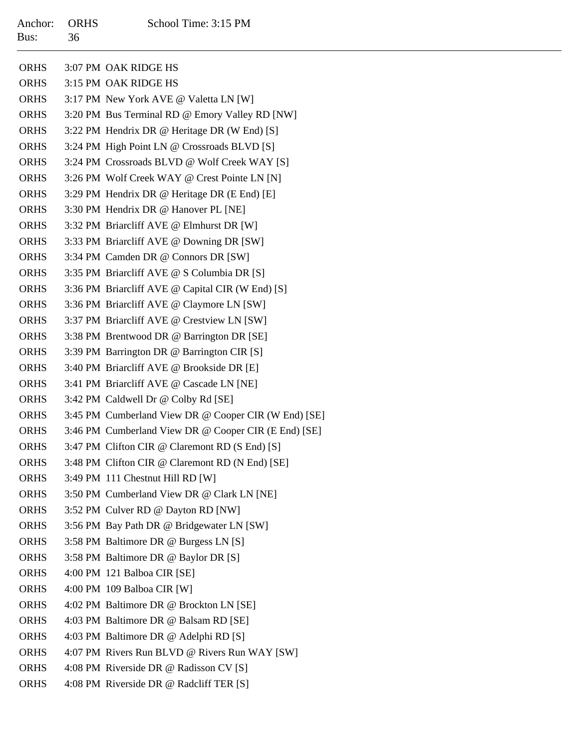Anchor: ORHS School Time: 3:15 PM
Bus: 36

---

| | | |
|---|---|---|
| ORHS | 3:07 PM | OAK RIDGE HS |
| ORHS | 3:15 PM | OAK RIDGE HS |
| ORHS | 3:17 PM | New York AVE @ Valetta LN [W] |
| ORHS | 3:20 PM | Bus Terminal RD @ Emory Valley RD [NW] |
| ORHS | 3:22 PM | Hendrix DR @ Heritage DR (W End) [S] |
| ORHS | 3:24 PM | High Point LN @ Crossroads BLVD [S] |
| ORHS | 3:24 PM | Crossroads BLVD @ Wolf Creek WAY [S] |
| ORHS | 3:26 PM | Wolf Creek WAY @ Crest Pointe LN [N] |
| ORHS | 3:29 PM | Hendrix DR @ Heritage DR (E End) [E] |
| ORHS | 3:30 PM | Hendrix DR @ Hanover PL [NE] |
| ORHS | 3:32 PM | Briarcliff AVE @ Elmhurst DR [W] |
| ORHS | 3:33 PM | Briarcliff AVE @ Downing DR [SW] |
| ORHS | 3:34 PM | Camden DR @ Connors DR [SW] |
| ORHS | 3:35 PM | Briarcliff AVE @ S Columbia DR [S] |
| ORHS | 3:36 PM | Briarcliff AVE @ Capital CIR (W End) [S] |
| ORHS | 3:36 PM | Briarcliff AVE @ Claymore LN [SW] |
| ORHS | 3:37 PM | Briarcliff AVE @ Crestview LN [SW] |
| ORHS | 3:38 PM | Brentwood DR @ Barrington DR [SE] |
| ORHS | 3:39 PM | Barrington DR @ Barrington CIR [S] |
| ORHS | 3:40 PM | Briarcliff AVE @ Brookside DR [E] |
| ORHS | 3:41 PM | Briarcliff AVE @ Cascade LN [NE] |
| ORHS | 3:42 PM | Caldwell Dr @ Colby Rd [SE] |
| ORHS | 3:45 PM | Cumberland View DR @ Cooper CIR (W End) [SE] |
| ORHS | 3:46 PM | Cumberland View DR @ Cooper CIR (E End) [SE] |
| ORHS | 3:47 PM | Clifton CIR @ Claremont RD (S End) [S] |
| ORHS | 3:48 PM | Clifton CIR @ Claremont RD (N End) [SE] |
| ORHS | 3:49 PM | 111 Chestnut Hill RD [W] |
| ORHS | 3:50 PM | Cumberland View DR @ Clark LN [NE] |
| ORHS | 3:52 PM | Culver RD @ Dayton RD [NW] |
| ORHS | 3:56 PM | Bay Path DR @ Bridgewater LN [SW] |
| ORHS | 3:58 PM | Baltimore DR @ Burgess LN [S] |
| ORHS | 3:58 PM | Baltimore DR @ Baylor DR [S] |
| ORHS | 4:00 PM | 121 Balboa CIR [SE] |
| ORHS | 4:00 PM | 109 Balboa CIR [W] |
| ORHS | 4:02 PM | Baltimore DR @ Brockton LN [SE] |
| ORHS | 4:03 PM | Baltimore DR @ Balsam RD [SE] |
| ORHS | 4:03 PM | Baltimore DR @ Adelphi RD [S] |
| ORHS | 4:07 PM | Rivers Run BLVD @ Rivers Run WAY [SW] |
| ORHS | 4:08 PM | Riverside DR @ Radisson CV [S] |
| ORHS | 4:08 PM | Riverside DR @ Radcliff TER [S] |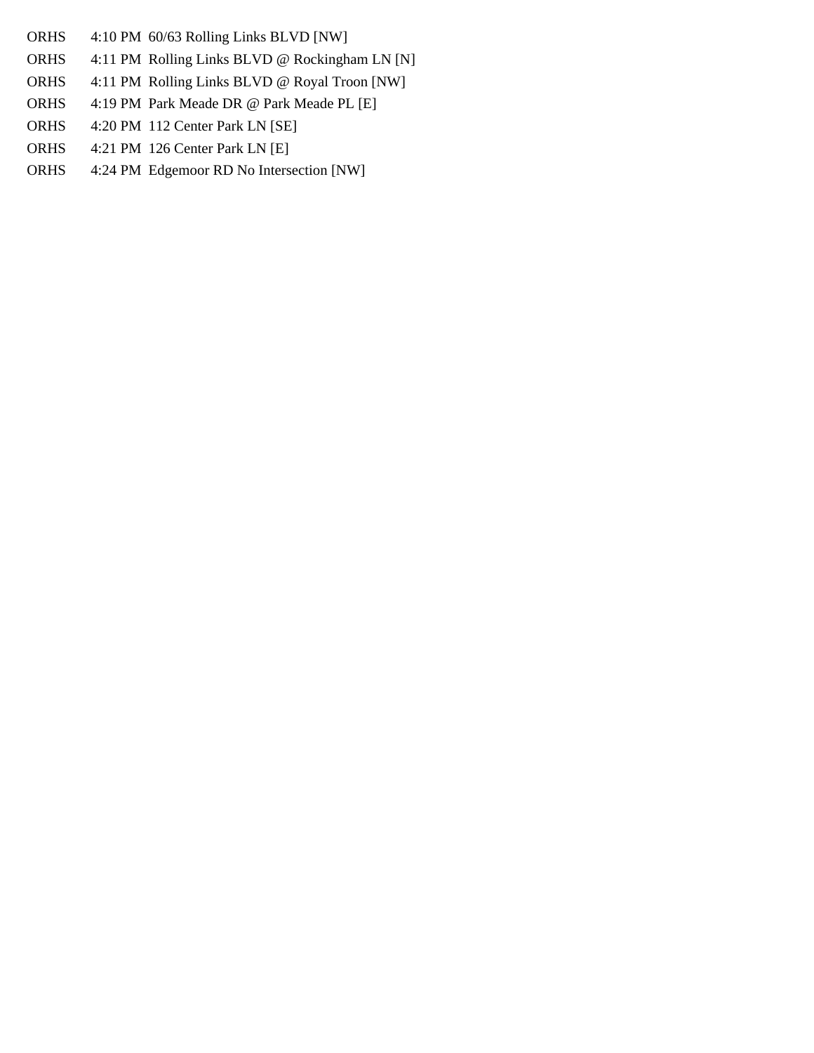| | | |
|---|---|---|
| ORHS | 4:10 PM | 60/63 Rolling Links BLVD [NW] |
| ORHS | 4:11 PM | Rolling Links BLVD @ Rockingham LN [N] |
| ORHS | 4:11 PM | Rolling Links BLVD @ Royal Troon [NW] |
| ORHS | 4:19 PM | Park Meade DR @ Park Meade PL [E] |
| ORHS | 4:20 PM | 112 Center Park LN [SE] |
| ORHS | 4:21 PM | 126 Center Park LN [E] |
| ORHS | 4:24 PM | Edgemoor RD No Intersection [NW] |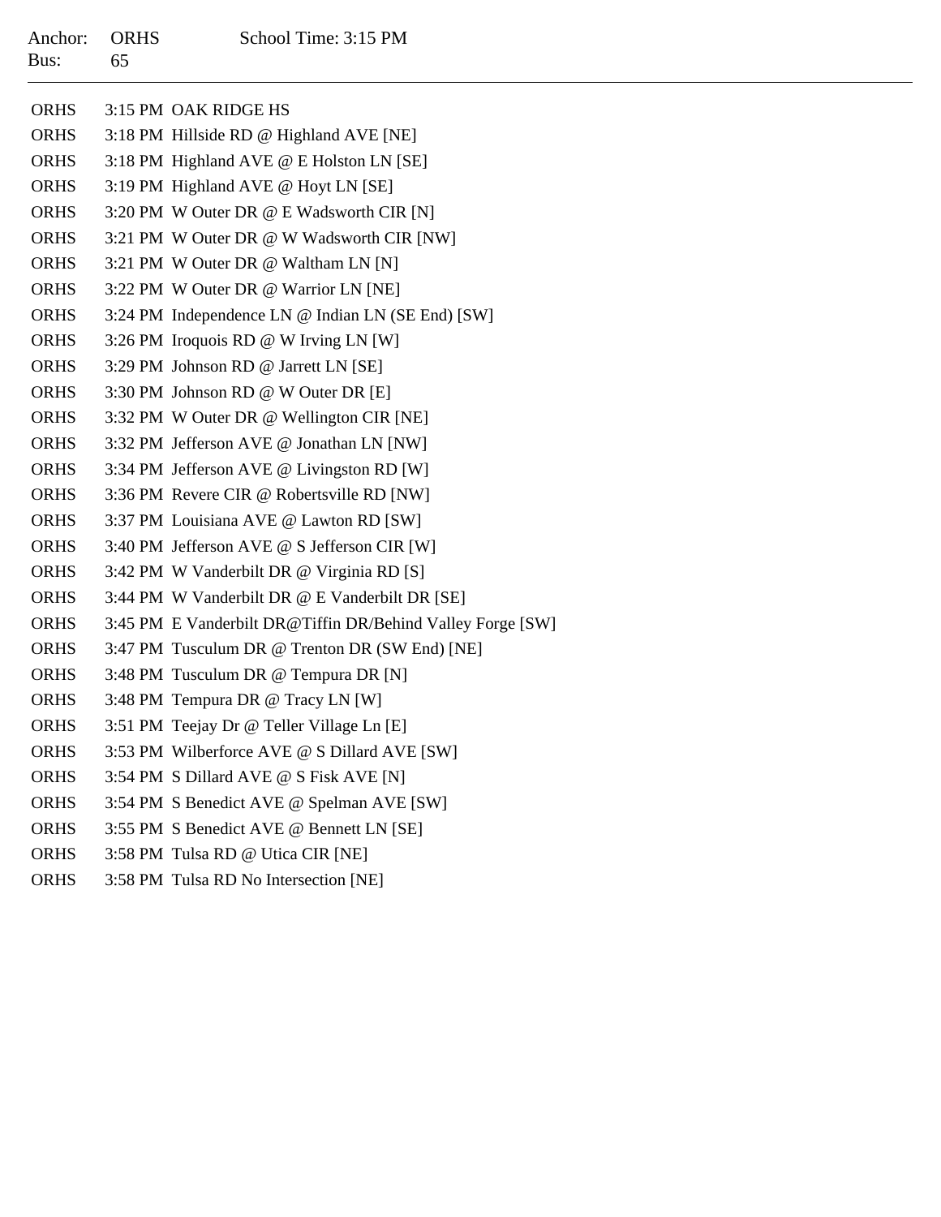Anchor: ORHS School Time: 3:15 PM
Bus: 65

---

| | | |
|---|---|---|
| ORHS | 3:15 PM | OAK RIDGE HS |
| ORHS | 3:18 PM | Hillside RD @ Highland AVE [NE] |
| ORHS | 3:18 PM | Highland AVE @ E Holston LN [SE] |
| ORHS | 3:19 PM | Highland AVE @ Hoyt LN [SE] |
| ORHS | 3:20 PM | W Outer DR @ E Wadsworth CIR [N] |
| ORHS | 3:21 PM | W Outer DR @ W Wadsworth CIR [NW] |
| ORHS | 3:21 PM | W Outer DR @ Waltham LN [N] |
| ORHS | 3:22 PM | W Outer DR @ Warrior LN [NE] |
| ORHS | 3:24 PM | Independence LN @ Indian LN (SE End) [SW] |
| ORHS | 3:26 PM | Iroquois RD @ W Irving LN [W] |
| ORHS | 3:29 PM | Johnson RD @ Jarrett LN [SE] |
| ORHS | 3:30 PM | Johnson RD @ W Outer DR [E] |
| ORHS | 3:32 PM | W Outer DR @ Wellington CIR [NE] |
| ORHS | 3:32 PM | Jefferson AVE @ Jonathan LN [NW] |
| ORHS | 3:34 PM | Jefferson AVE @ Livingston RD [W] |
| ORHS | 3:36 PM | Revere CIR @ Robertsville RD [NW] |
| ORHS | 3:37 PM | Louisiana AVE @ Lawton RD [SW] |
| ORHS | 3:40 PM | Jefferson AVE @ S Jefferson CIR [W] |
| ORHS | 3:42 PM | W Vanderbilt DR @ Virginia RD [S] |
| ORHS | 3:44 PM | W Vanderbilt DR @ E Vanderbilt DR [SE] |
| ORHS | 3:45 PM | E Vanderbilt DR@Tiffin DR/Behind Valley Forge [SW] |
| ORHS | 3:47 PM | Tusculum DR @ Trenton DR (SW End) [NE] |
| ORHS | 3:48 PM | Tusculum DR @ Tempura DR [N] |
| ORHS | 3:48 PM | Tempura DR @ Tracy LN [W] |
| ORHS | 3:51 PM | Teejay Dr @ Teller Village Ln [E] |
| ORHS | 3:53 PM | Wilberforce AVE @ S Dillard AVE [SW] |
| ORHS | 3:54 PM | S Dillard AVE @ S Fisk AVE [N] |
| ORHS | 3:54 PM | S Benedict AVE @ Spelman AVE [SW] |
| ORHS | 3:55 PM | S Benedict AVE @ Bennett LN [SE] |
| ORHS | 3:58 PM | Tulsa RD @ Utica CIR [NE] |
| ORHS | 3:58 PM | Tulsa RD No Intersection [NE] |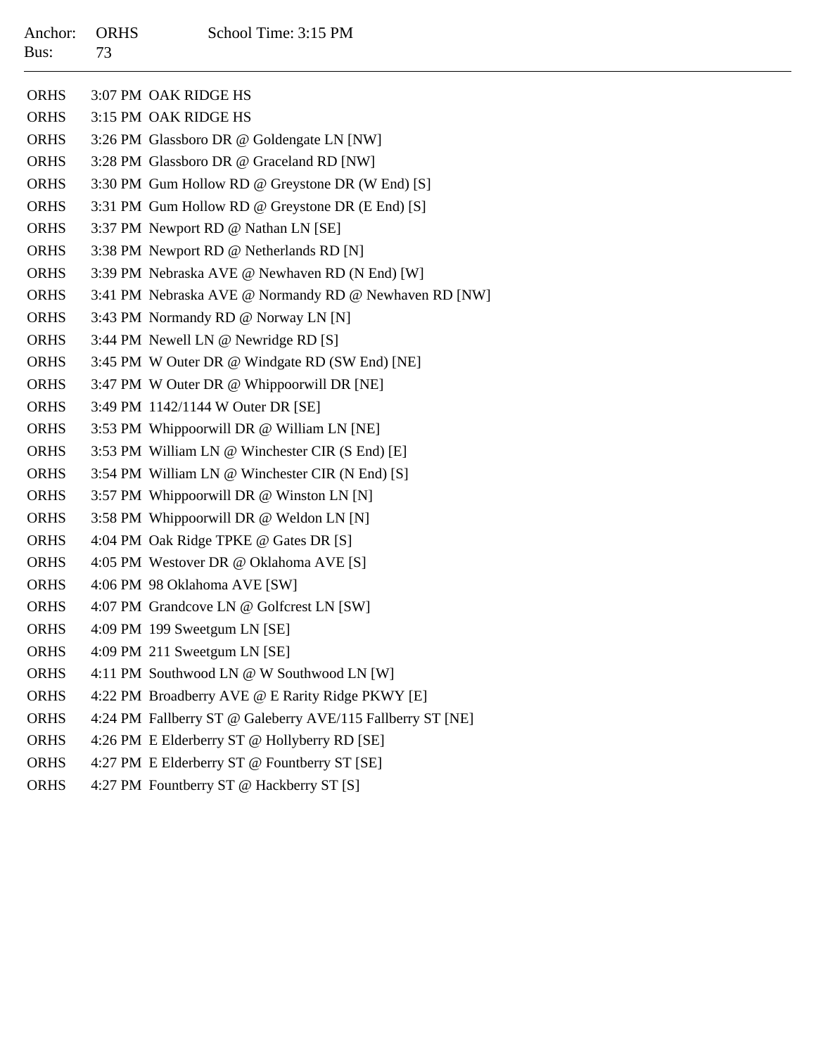Anchor: ORHS    School Time: 3:15 PM
Bus: 73

---

| | | |
|---|---|---|
| ORHS | 3:07 PM | OAK RIDGE HS |
| ORHS | 3:15 PM | OAK RIDGE HS |
| ORHS | 3:26 PM | Glassboro DR @ Goldengate LN [NW] |
| ORHS | 3:28 PM | Glassboro DR @ Graceland RD [NW] |
| ORHS | 3:30 PM | Gum Hollow RD @ Greystone DR (W End) [S] |
| ORHS | 3:31 PM | Gum Hollow RD @ Greystone DR (E End) [S] |
| ORHS | 3:37 PM | Newport RD @ Nathan LN [SE] |
| ORHS | 3:38 PM | Newport RD @ Netherlands RD [N] |
| ORHS | 3:39 PM | Nebraska AVE @ Newhaven RD (N End) [W] |
| ORHS | 3:41 PM | Nebraska AVE @ Normandy RD @ Newhaven RD [NW] |
| ORHS | 3:43 PM | Normandy RD @ Norway LN [N] |
| ORHS | 3:44 PM | Newell LN @ Newridge RD [S] |
| ORHS | 3:45 PM | W Outer DR @ Windgate RD (SW End) [NE] |
| ORHS | 3:47 PM | W Outer DR @ Whippoorwill DR [NE] |
| ORHS | 3:49 PM | 1142/1144 W Outer DR [SE] |
| ORHS | 3:53 PM | Whippoorwill DR @ William LN [NE] |
| ORHS | 3:53 PM | William LN @ Winchester CIR (S End) [E] |
| ORHS | 3:54 PM | William LN @ Winchester CIR (N End) [S] |
| ORHS | 3:57 PM | Whippoorwill DR @ Winston LN [N] |
| ORHS | 3:58 PM | Whippoorwill DR @ Weldon LN [N] |
| ORHS | 4:04 PM | Oak Ridge TPKE @ Gates DR [S] |
| ORHS | 4:05 PM | Westover DR @ Oklahoma AVE [S] |
| ORHS | 4:06 PM | 98 Oklahoma AVE [SW] |
| ORHS | 4:07 PM | Grandcove LN @ Golfcrest LN [SW] |
| ORHS | 4:09 PM | 199 Sweetgum LN [SE] |
| ORHS | 4:09 PM | 211 Sweetgum LN [SE] |
| ORHS | 4:11 PM | Southwood LN @ W Southwood LN [W] |
| ORHS | 4:22 PM | Broadberry AVE @ E Rarity Ridge PKWY [E] |
| ORHS | 4:24 PM | Fallberry ST @ Galeberry AVE/115 Fallberry ST [NE] |
| ORHS | 4:26 PM | E Elderberry ST @ Hollyberry RD [SE] |
| ORHS | 4:27 PM | E Elderberry ST @ Fountberry ST [SE] |
| ORHS | 4:27 PM | Fountberry ST @ Hackberry ST [S] |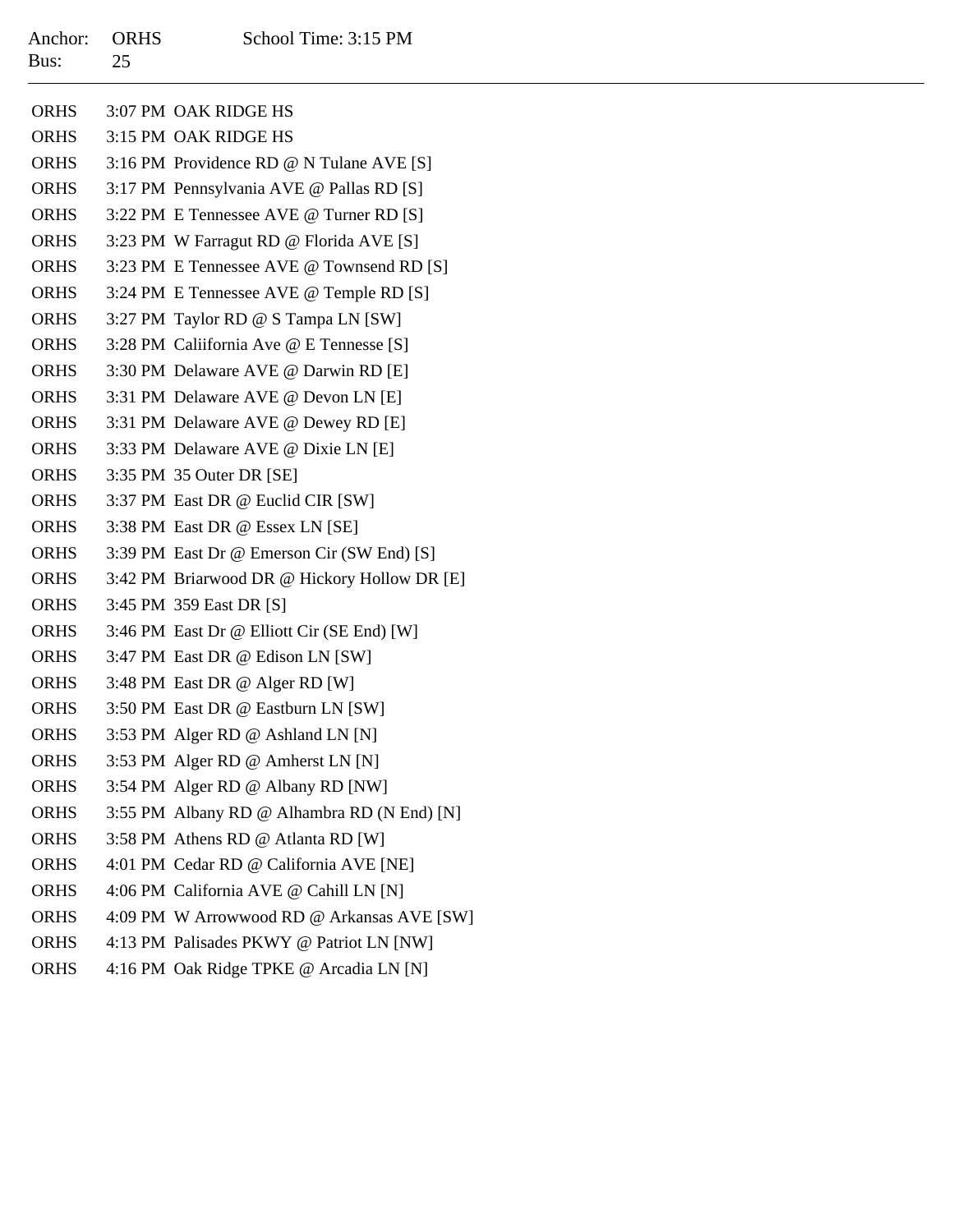Anchor: ORHS School Time: 3:15 PM
Bus: 25

---

| | | |
|---|---|---|
| ORHS | 3:07 PM | OAK RIDGE HS |
| ORHS | 3:15 PM | OAK RIDGE HS |
| ORHS | 3:16 PM | Providence RD @ N Tulane AVE [S] |
| ORHS | 3:17 PM | Pennsylvania AVE @ Pallas RD [S] |
| ORHS | 3:22 PM | E Tennessee AVE @ Turner RD [S] |
| ORHS | 3:23 PM | W Farragut RD @ Florida AVE [S] |
| ORHS | 3:23 PM | E Tennessee AVE @ Townsend RD [S] |
| ORHS | 3:24 PM | E Tennessee AVE @ Temple RD [S] |
| ORHS | 3:27 PM | Taylor RD @ S Tampa LN [SW] |
| ORHS | 3:28 PM | Caliifornia Ave @ E Tennesse [S] |
| ORHS | 3:30 PM | Delaware AVE @ Darwin RD [E] |
| ORHS | 3:31 PM | Delaware AVE @ Devon LN [E] |
| ORHS | 3:31 PM | Delaware AVE @ Dewey RD [E] |
| ORHS | 3:33 PM | Delaware AVE @ Dixie LN [E] |
| ORHS | 3:35 PM | 35 Outer DR [SE] |
| ORHS | 3:37 PM | East DR @ Euclid CIR [SW] |
| ORHS | 3:38 PM | East DR @ Essex LN [SE] |
| ORHS | 3:39 PM | East Dr @ Emerson Cir (SW End) [S] |
| ORHS | 3:42 PM | Briarwood DR @ Hickory Hollow DR [E] |
| ORHS | 3:45 PM | 359 East DR [S] |
| ORHS | 3:46 PM | East Dr @ Elliott Cir (SE End) [W] |
| ORHS | 3:47 PM | East DR @ Edison LN [SW] |
| ORHS | 3:48 PM | East DR @ Alger RD [W] |
| ORHS | 3:50 PM | East DR @ Eastburn LN [SW] |
| ORHS | 3:53 PM | Alger RD @ Ashland LN [N] |
| ORHS | 3:53 PM | Alger RD @ Amherst LN [N] |
| ORHS | 3:54 PM | Alger RD @ Albany RD [NW] |
| ORHS | 3:55 PM | Albany RD @ Alhambra RD (N End) [N] |
| ORHS | 3:58 PM | Athens RD @ Atlanta RD [W] |
| ORHS | 4:01 PM | Cedar RD @ California AVE [NE] |
| ORHS | 4:06 PM | California AVE @ Cahill LN [N] |
| ORHS | 4:09 PM | W Arrowwood RD @ Arkansas AVE [SW] |
| ORHS | 4:13 PM | Palisades PKWY @ Patriot LN [NW] |
| ORHS | 4:16 PM | Oak Ridge TPKE @ Arcadia LN [N] |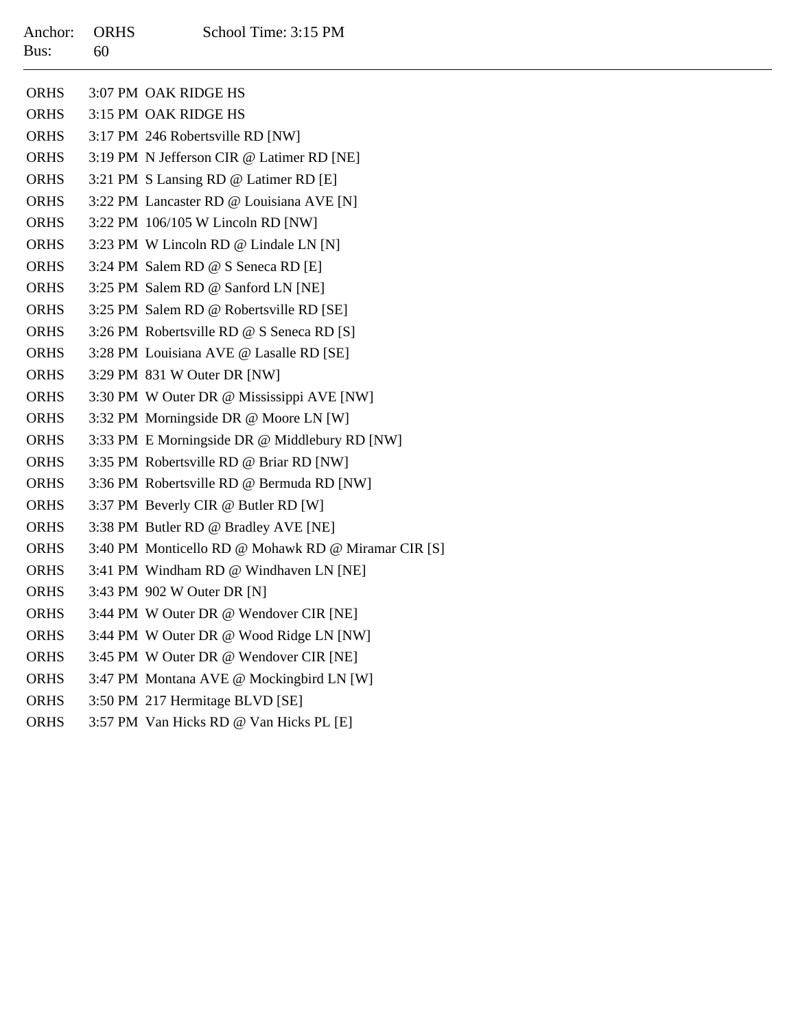Anchor: ORHS School Time: 3:15 PM
Bus: 60

---

| | | |
|---|---|---|
| ORHS | 3:07 PM | OAK RIDGE HS |
| ORHS | 3:15 PM | OAK RIDGE HS |
| ORHS | 3:17 PM | 246 Robertsville RD [NW] |
| ORHS | 3:19 PM | N Jefferson CIR @ Latimer RD [NE] |
| ORHS | 3:21 PM | S Lansing RD @ Latimer RD [E] |
| ORHS | 3:22 PM | Lancaster RD @ Louisiana AVE [N] |
| ORHS | 3:22 PM | 106/105 W Lincoln RD [NW] |
| ORHS | 3:23 PM | W Lincoln RD @ Lindale LN [N] |
| ORHS | 3:24 PM | Salem RD @ S Seneca RD [E] |
| ORHS | 3:25 PM | Salem RD @ Sanford LN [NE] |
| ORHS | 3:25 PM | Salem RD @ Robertsville RD [SE] |
| ORHS | 3:26 PM | Robertsville RD @ S Seneca RD [S] |
| ORHS | 3:28 PM | Louisiana AVE @ Lasalle RD [SE] |
| ORHS | 3:29 PM | 831 W Outer DR [NW] |
| ORHS | 3:30 PM | W Outer DR @ Mississippi AVE [NW] |
| ORHS | 3:32 PM | Morningside DR @ Moore LN [W] |
| ORHS | 3:33 PM | E Morningside DR @ Middlebury RD [NW] |
| ORHS | 3:35 PM | Robertsville RD @ Briar RD [NW] |
| ORHS | 3:36 PM | Robertsville RD @ Bermuda RD [NW] |
| ORHS | 3:37 PM | Beverly CIR @ Butler RD [W] |
| ORHS | 3:38 PM | Butler RD @ Bradley AVE [NE] |
| ORHS | 3:40 PM | Monticello RD @ Mohawk RD @ Miramar CIR [S] |
| ORHS | 3:41 PM | Windham RD @ Windhaven LN [NE] |
| ORHS | 3:43 PM | 902 W Outer DR [N] |
| ORHS | 3:44 PM | W Outer DR @ Wendover CIR [NE] |
| ORHS | 3:44 PM | W Outer DR @ Wood Ridge LN [NW] |
| ORHS | 3:45 PM | W Outer DR @ Wendover CIR [NE] |
| ORHS | 3:47 PM | Montana AVE @ Mockingbird LN [W] |
| ORHS | 3:50 PM | 217 Hermitage BLVD [SE] |
| ORHS | 3:57 PM | Van Hicks RD @ Van Hicks PL [E] |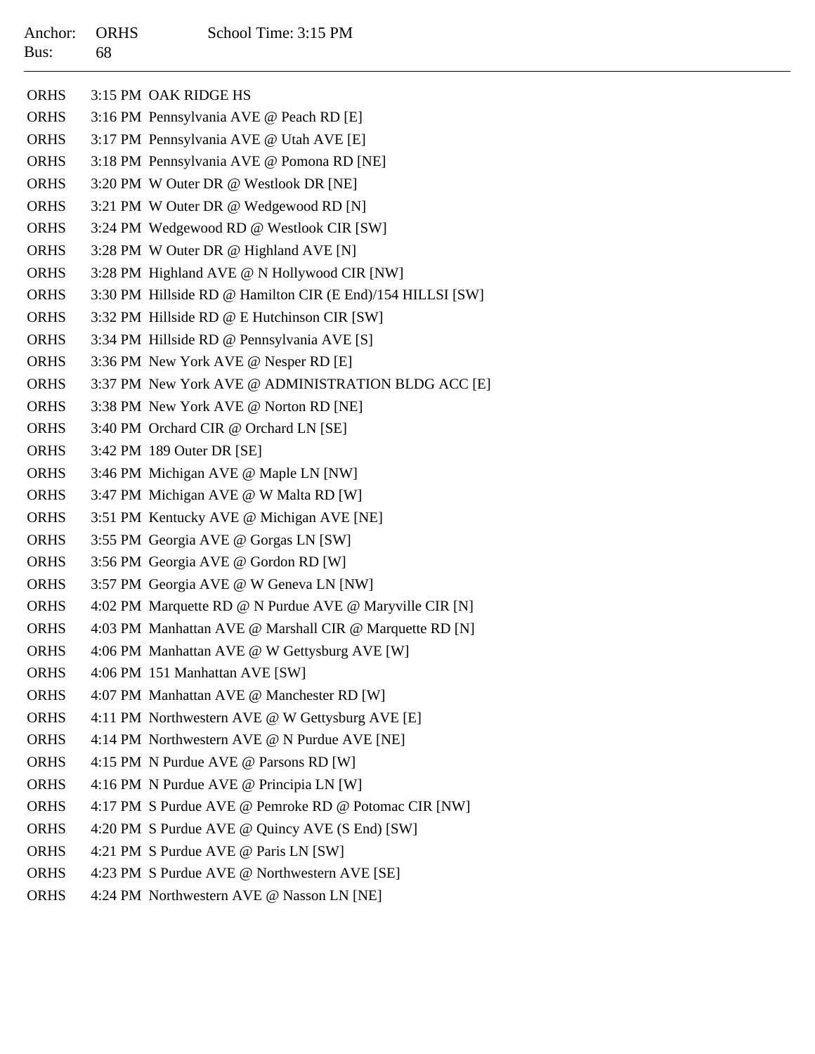Anchor: ORHS School Time: 3:15 PM
Bus: 68

---

| | | |
|---|---|---|
| ORHS | 3:15 PM | OAK RIDGE HS |
| ORHS | 3:16 PM | Pennsylvania AVE @ Peach RD [E] |
| ORHS | 3:17 PM | Pennsylvania AVE @ Utah AVE [E] |
| ORHS | 3:18 PM | Pennsylvania AVE @ Pomona RD [NE] |
| ORHS | 3:20 PM | W Outer DR @ Westlook DR [NE] |
| ORHS | 3:21 PM | W Outer DR @ Wedgewood RD [N] |
| ORHS | 3:24 PM | Wedgewood RD @ Westlook CIR [SW] |
| ORHS | 3:28 PM | W Outer DR @ Highland AVE [N] |
| ORHS | 3:28 PM | Highland AVE @ N Hollywood CIR [NW] |
| ORHS | 3:30 PM | Hillside RD @ Hamilton CIR (E End)/154 HILLSI [SW] |
| ORHS | 3:32 PM | Hillside RD @ E Hutchinson CIR [SW] |
| ORHS | 3:34 PM | Hillside RD @ Pennsylvania AVE [S] |
| ORHS | 3:36 PM | New York AVE @ Nesper RD [E] |
| ORHS | 3:37 PM | New York AVE @ ADMINISTRATION BLDG ACC [E] |
| ORHS | 3:38 PM | New York AVE @ Norton RD [NE] |
| ORHS | 3:40 PM | Orchard CIR @ Orchard LN [SE] |
| ORHS | 3:42 PM | 189 Outer DR [SE] |
| ORHS | 3:46 PM | Michigan AVE @ Maple LN [NW] |
| ORHS | 3:47 PM | Michigan AVE @ W Malta RD [W] |
| ORHS | 3:51 PM | Kentucky AVE @ Michigan AVE [NE] |
| ORHS | 3:55 PM | Georgia AVE @ Gorgas LN [SW] |
| ORHS | 3:56 PM | Georgia AVE @ Gordon RD [W] |
| ORHS | 3:57 PM | Georgia AVE @ W Geneva LN [NW] |
| ORHS | 4:02 PM | Marquette RD @ N Purdue AVE @ Maryville CIR [N] |
| ORHS | 4:03 PM | Manhattan AVE @ Marshall CIR @ Marquette RD [N] |
| ORHS | 4:06 PM | Manhattan AVE @ W Gettysburg AVE [W] |
| ORHS | 4:06 PM | 151 Manhattan AVE [SW] |
| ORHS | 4:07 PM | Manhattan AVE @ Manchester RD [W] |
| ORHS | 4:11 PM | Northwestern AVE @ W Gettysburg AVE [E] |
| ORHS | 4:14 PM | Northwestern AVE @ N Purdue AVE [NE] |
| ORHS | 4:15 PM | N Purdue AVE @ Parsons RD [W] |
| ORHS | 4:16 PM | N Purdue AVE @ Principia LN [W] |
| ORHS | 4:17 PM | S Purdue AVE @ Pemroke RD @ Potomac CIR [NW] |
| ORHS | 4:20 PM | S Purdue AVE @ Quincy AVE (S End) [SW] |
| ORHS | 4:21 PM | S Purdue AVE @ Paris LN [SW] |
| ORHS | 4:23 PM | S Purdue AVE @ Northwestern AVE [SE] |
| ORHS | 4:24 PM | Northwestern AVE @ Nasson LN [NE] |